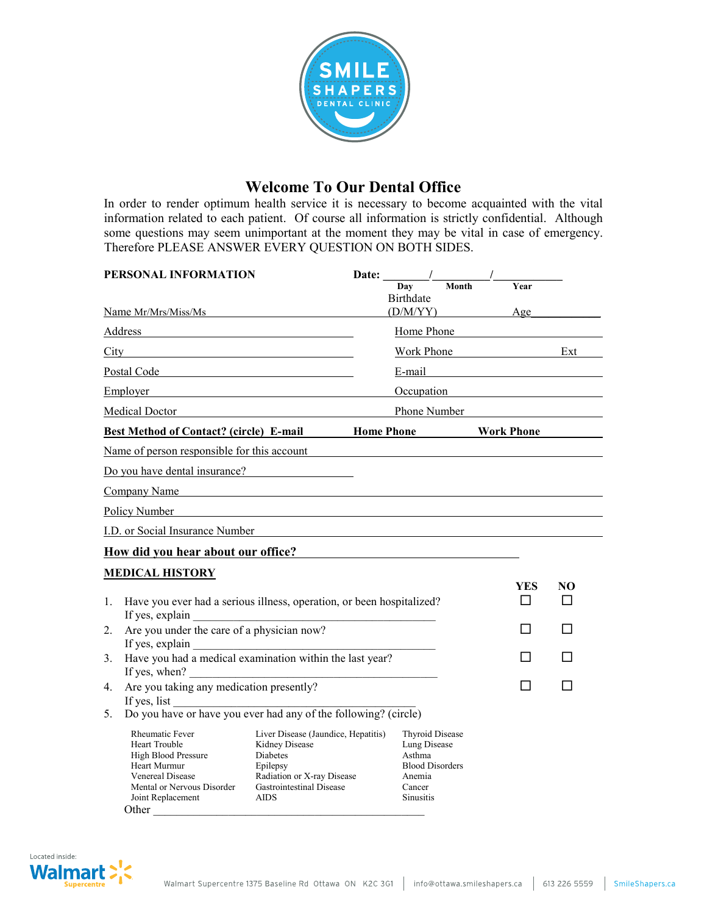SMILE SHAPERS DENTAL CLINIC

# Welcome To Our Dental Office

In order to render optimum health service it is necessary to become acquainted with the vital information related to each patient. Of course all information is strictly confidential. Although some questions may seem unimportant at the moment they may be vital in case of emergency. Therefore PLEASE ANSWER EVERY QUESTION ON BOTH SIDES.

**PERSONAL INFORMATION** **Date:** ________/__________/____________
Day Month Year

Name Mr/Mrs/Miss/Ms ______________________ Birthdate (D/M/YY) __________ Age____________

Address ______________________ Home Phone ______________________

City ______________________ Work Phone ______________________ Ext ______

Postal Code ______________________ E-mail ______________________

Employer ______________________ Occupation ______________________

Medical Doctor ______________________ Phone Number ______________________

**Best Method of Contact? (circle) E-mail Home Phone Work Phone**

Name of person responsible for this account ______________________

Do you have dental insurance? ______________________

Company Name ______________________

Policy Number ______________________

I.D. or Social Insurance Number ______________________

**How did you hear about our office?** ______________________

## MEDICAL HISTORY

| | | YES | NO |
|---|---|---|---|
| 1. | Have you ever had a serious illness, operation, or been hospitalized? If yes, explain ______________________ | ☐ | ☐ |
| 2. | Are you under the care of a physician now? If yes, explain ______________________ | ☐ | ☐ |
| 3. | Have you had a medical examination within the last year? If yes, when? ______________________ | ☐ | ☐ |
| 4. | Are you taking any medication presently? If yes, list ______________________ | ☐ | ☐ |

5. Do you have or have you ever had any of the following? (circle)

| | | |
|---|---|---|
| Rheumatic Fever | Liver Disease (Jaundice, Hepatitis) | Thyroid Disease |
| Heart Trouble | Kidney Disease | Lung Disease |
| High Blood Pressure | Diabetes | Asthma |
| Heart Murmur | Epilepsy | Blood Disorders |
| Venereal Disease | Radiation or X-ray Disease | Anemia |
| Mental or Nervous Disorder | Gastrointestinal Disease | Cancer |
| Joint Replacement | AIDS | Sinusitis |

Other ______________________

Located inside: Walmart Supercentre

Walmart Supercentre 1375 Baseline Rd Ottawa ON K2C 3G1 | info@ottawa.smileshapers.ca | 613 226 5559 | SmileShapers.ca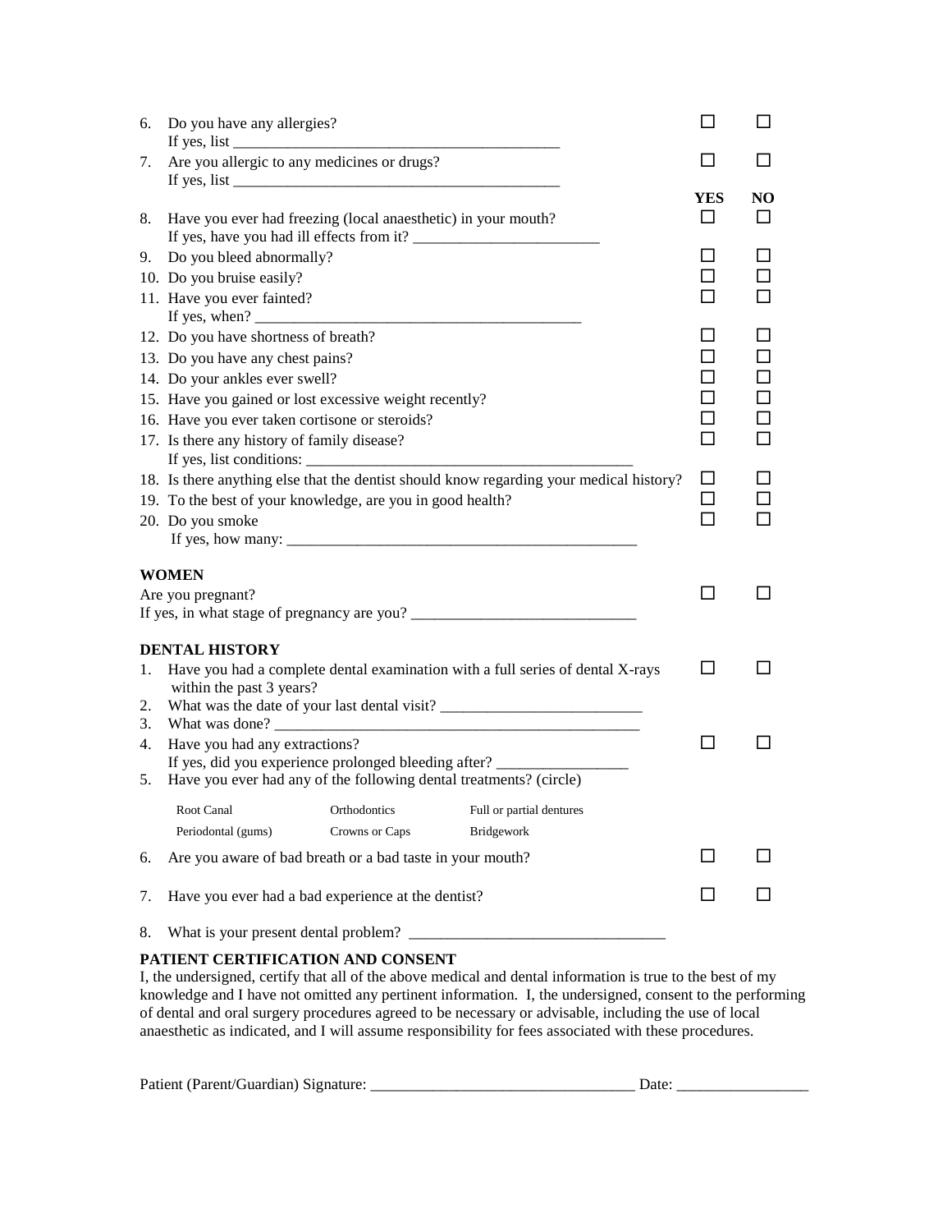| | | YES | NO |
|---|---|---|---|
| 6. | Do you have any allergies? If yes, list ___________________________________________ | ☐ | ☐ |
| 7. | Are you allergic to any medicines or drugs? If yes, list ___________________________________________ | ☐ | ☐ |
| 8. | Have you ever had freezing (local anaesthetic) in your mouth? If yes, have you had ill effects from it? ________________________ | ☐ | ☐ |
| 9. | Do you bleed abnormally? | ☐ | ☐ |
| 10. | Do you bruise easily? | ☐ | ☐ |
| 11. | Have you ever fainted? If yes, when? ___________________________________________ | ☐ | ☐ |
| 12. | Do you have shortness of breath? | ☐ | ☐ |
| 13. | Do you have any chest pains? | ☐ | ☐ |
| 14. | Do your ankles ever swell? | ☐ | ☐ |
| 15. | Have you gained or lost excessive weight recently? | ☐ | ☐ |
| 16. | Have you ever taken cortisone or steroids? | ☐ | ☐ |
| 17. | Is there any history of family disease? If yes, list conditions: ___________________________________________ | ☐ | ☐ |
| 18. | Is there anything else that the dentist should know regarding your medical history? | ☐ | ☐ |
| 19. | To the best of your knowledge, are you in good health? | ☐ | ☐ |
| 20. | Do you smoke If yes, how many: ______________________________________________ | ☐ | ☐ |

**WOMEN**

| | YES | NO |
|---|---|---|
| Are you pregnant? If yes, in what stage of pregnancy are you? _____________________________ | ☐ | ☐ |

**DENTAL HISTORY**

| | | YES | NO |
|---|---|---|---|
| 1. | Have you had a complete dental examination with a full series of dental X-rays within the past 3 years? | ☐ | ☐ |
| 2. | What was the date of your last dental visit? __________________________ | | |
| 3. | What was done? ________________________________________________ | | |
| 4. | Have you had any extractions? If yes, did you experience prolonged bleeding after? _________________ | ☐ | ☐ |
| 5. | Have you ever had any of the following dental treatments? (circle) | | |

| | | |
|---|---|---|
| Root Canal | Orthodontics | Full or partial dentures |
| Periodontal (gums) | Crowns or Caps | Bridgework |

| | | YES | NO |
|---|---|---|---|
| 6. | Are you aware of bad breath or a bad taste in your mouth? | ☐ | ☐ |
| 7. | Have you ever had a bad experience at the dentist? | ☐ | ☐ |
| 8. | What is your present dental problem? ________________________________ | | |

**PATIENT CERTIFICATION AND CONSENT**

I, the undersigned, certify that all of the above medical and dental information is true to the best of my knowledge and I have not omitted any pertinent information. I, the undersigned, consent to the performing of dental and oral surgery procedures agreed to be necessary or advisable, including the use of local anaesthetic as indicated, and I will assume responsibility for fees associated with these procedures.

Patient (Parent/Guardian) Signature: _________________________________ Date: _________________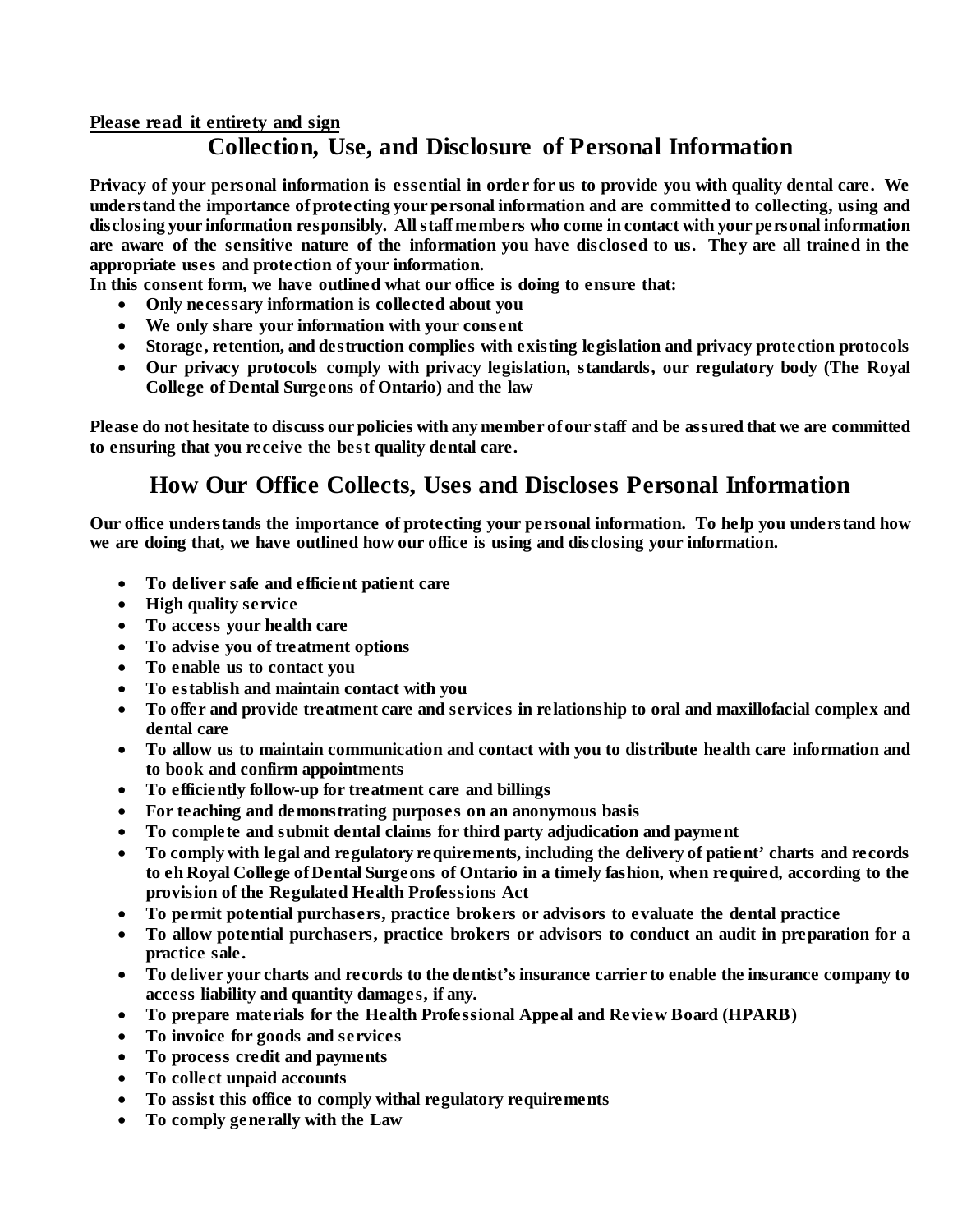**<u>Please read it entirety and sign</u>**

## Collection, Use, and Disclosure of Personal Information

**Privacy of your personal information is essential in order for us to provide you with quality dental care. We understand the importance of protecting your personal information and are committed to collecting, using and disclosing your information responsibly. All staff members who come in contact with your personal information are aware of the sensitive nature of the information you have disclosed to us. They are all trained in the appropriate uses and protection of your information.**

**In this consent form, we have outlined what our office is doing to ensure that:**

- **Only necessary information is collected about you**
- **We only share your information with your consent**
- **Storage, retention, and destruction complies with existing legislation and privacy protection protocols**
- **Our privacy protocols comply with privacy legislation, standards, our regulatory body (The Royal College of Dental Surgeons of Ontario) and the law**

**Please do not hesitate to discuss our policies with any member of our staff and be assured that we are committed to ensuring that you receive the best quality dental care.**

## How Our Office Collects, Uses and Discloses Personal Information

**Our office understands the importance of protecting your personal information. To help you understand how we are doing that, we have outlined how our office is using and disclosing your information.**

- **To deliver safe and efficient patient care**
- **High quality service**
- **To access your health care**
- **To advise you of treatment options**
- **To enable us to contact you**
- **To establish and maintain contact with you**
- **To offer and provide treatment care and services in relationship to oral and maxillofacial complex and dental care**
- **To allow us to maintain communication and contact with you to distribute health care information and to book and confirm appointments**
- **To efficiently follow-up for treatment care and billings**
- **For teaching and demonstrating purposes on an anonymous basis**
- **To complete and submit dental claims for third party adjudication and payment**
- **To comply with legal and regulatory requirements, including the delivery of patient' charts and records to eh Royal College of Dental Surgeons of Ontario in a timely fashion, when required, according to the provision of the Regulated Health Professions Act**
- **To permit potential purchasers, practice brokers or advisors to evaluate the dental practice**
- **To allow potential purchasers, practice brokers or advisors to conduct an audit in preparation for a practice sale.**
- **To deliver your charts and records to the dentist's insurance carrier to enable the insurance company to access liability and quantity damages, if any.**
- **To prepare materials for the Health Professional Appeal and Review Board (HPARB)**
- **To invoice for goods and services**
- **To process credit and payments**
- **To collect unpaid accounts**
- **To assist this office to comply withal regulatory requirements**
- **To comply generally with the Law**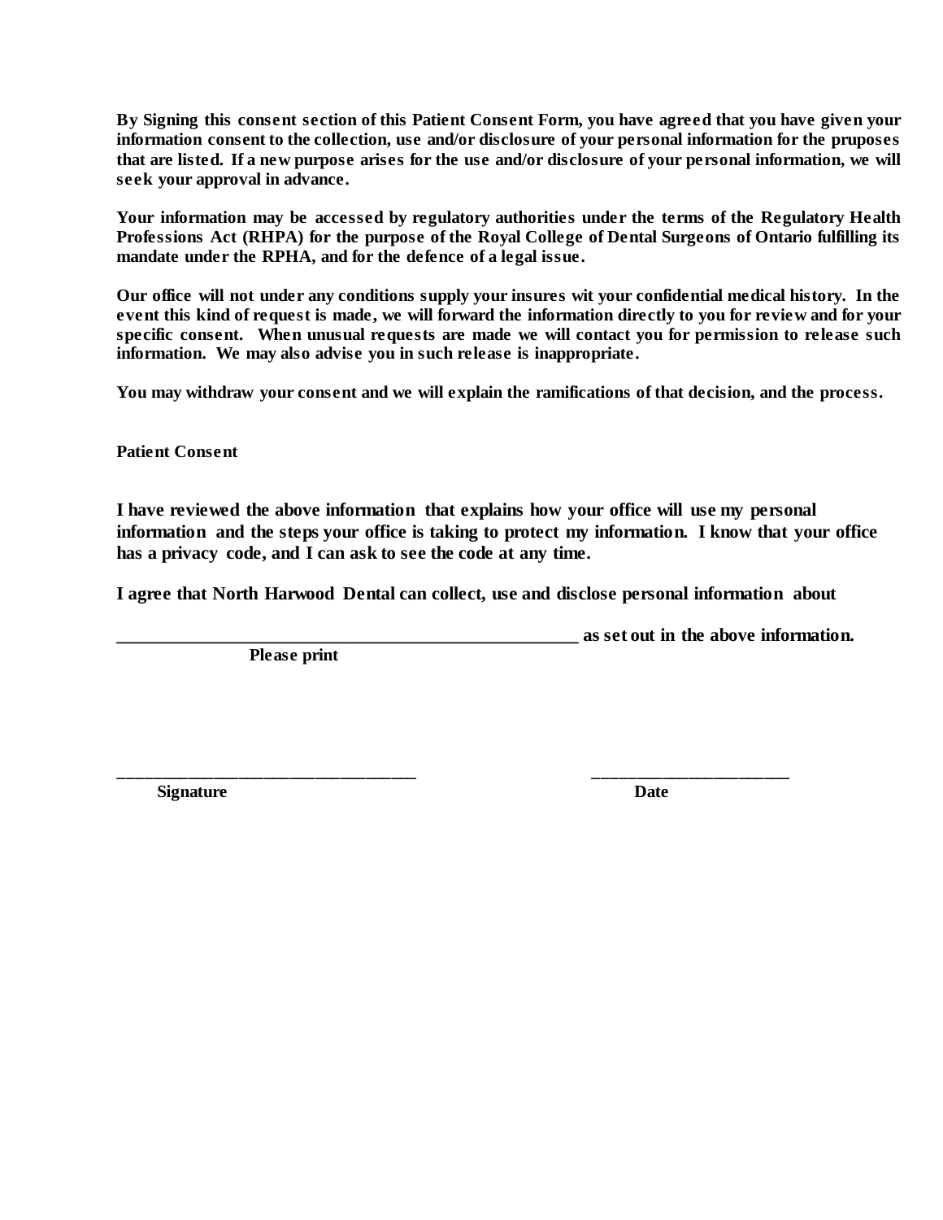**By Signing this consent section of this Patient Consent Form, you have agreed that you have given your information consent to the collection, use and/or disclosure of your personal information for the pruposes that are listed. If a new purpose arises for the use and/or disclosure of your personal information, we will seek your approval in advance.**

**Your information may be accessed by regulatory authorities under the terms of the Regulatory Health Professions Act (RHPA) for the purpose of the Royal College of Dental Surgeons of Ontario fulfilling its mandate under the RPHA, and for the defence of a legal issue.**

**Our office will not under any conditions supply your insures wit your confidential medical history. In the event this kind of request is made, we will forward the information directly to you for review and for your specific consent. When unusual requests are made we will contact you for permission to release such information. We may also advise you in such release is inappropriate.**

**You may withdraw your consent and we will explain the ramifications of that decision, and the process.**

**Patient Consent**

**I have reviewed the above information that explains how your office will use my personal information and the steps your office is taking to protect my information. I know that your office has a privacy code, and I can ask to see the code at any time.**

**I agree that North Harwood Dental can collect, use and disclose personal information about**

**________________________________________________ as set out in the above information.**
**Please print**

**______________________________**　　　　　**____________________**
**Signature**　　　　　　　　　　　　　　　**Date**